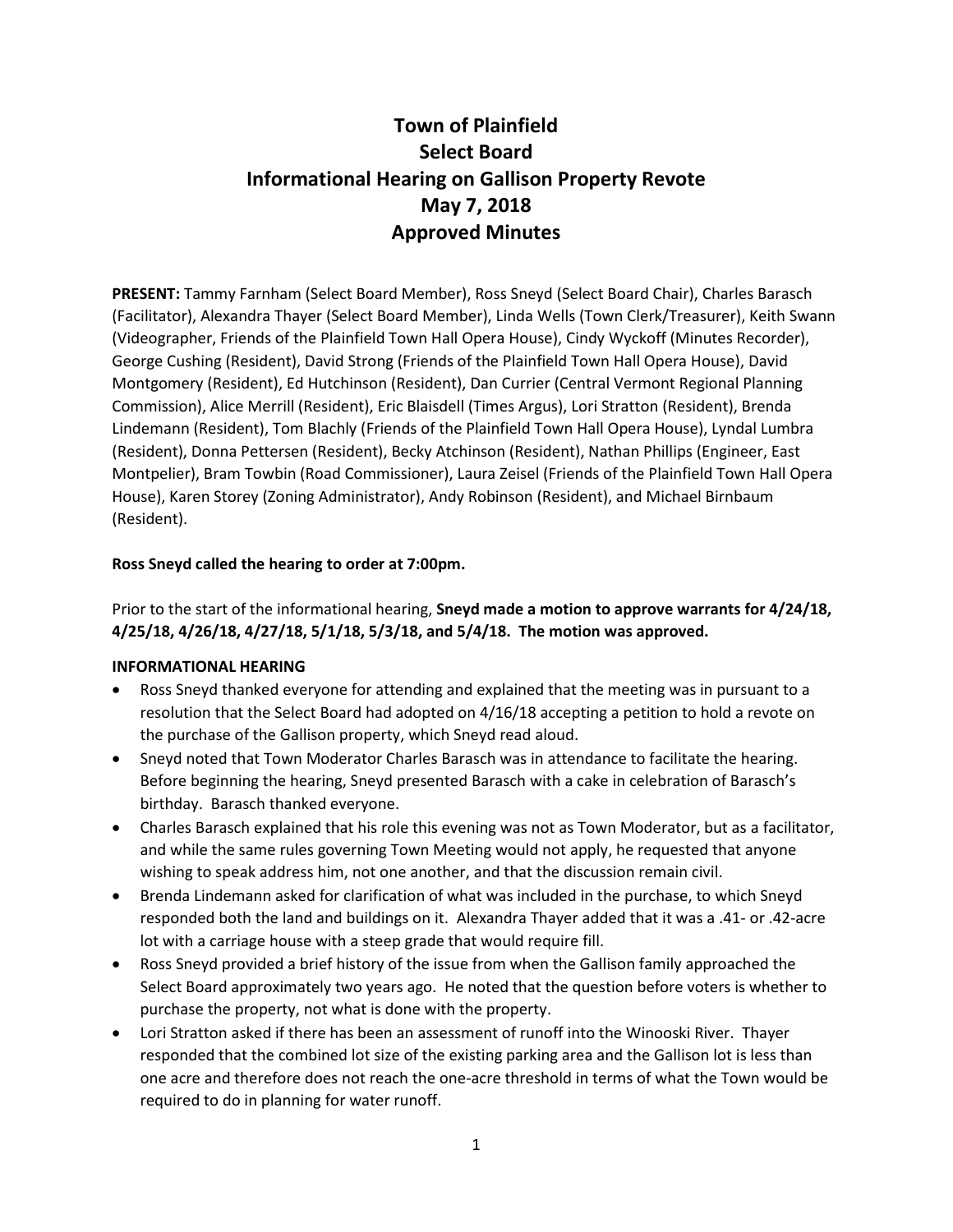# Town of Plainfield
# Select Board
# Informational Hearing on Gallison Property Revote
# May 7, 2018
# Approved Minutes

**PRESENT:** Tammy Farnham (Select Board Member), Ross Sneyd (Select Board Chair), Charles Barasch (Facilitator), Alexandra Thayer (Select Board Member), Linda Wells (Town Clerk/Treasurer), Keith Swann (Videographer, Friends of the Plainfield Town Hall Opera House), Cindy Wyckoff (Minutes Recorder), George Cushing (Resident), David Strong (Friends of the Plainfield Town Hall Opera House), David Montgomery (Resident), Ed Hutchinson (Resident), Dan Currier (Central Vermont Regional Planning Commission), Alice Merrill (Resident), Eric Blaisdell (Times Argus), Lori Stratton (Resident), Brenda Lindemann (Resident), Tom Blachly (Friends of the Plainfield Town Hall Opera House), Lyndal Lumbra (Resident), Donna Pettersen (Resident), Becky Atchinson (Resident), Nathan Phillips (Engineer, East Montpelier), Bram Towbin (Road Commissioner), Laura Zeisel (Friends of the Plainfield Town Hall Opera House), Karen Storey (Zoning Administrator), Andy Robinson (Resident), and Michael Birnbaum (Resident).

**Ross Sneyd called the hearing to order at 7:00pm.**

Prior to the start of the informational hearing, **Sneyd made a motion to approve warrants for 4/24/18, 4/25/18, 4/26/18, 4/27/18, 5/1/18, 5/3/18, and 5/4/18. The motion was approved.**

**INFORMATIONAL HEARING**

- Ross Sneyd thanked everyone for attending and explained that the meeting was in pursuant to a resolution that the Select Board had adopted on 4/16/18 accepting a petition to hold a revote on the purchase of the Gallison property, which Sneyd read aloud.
- Sneyd noted that Town Moderator Charles Barasch was in attendance to facilitate the hearing. Before beginning the hearing, Sneyd presented Barasch with a cake in celebration of Barasch's birthday. Barasch thanked everyone.
- Charles Barasch explained that his role this evening was not as Town Moderator, but as a facilitator, and while the same rules governing Town Meeting would not apply, he requested that anyone wishing to speak address him, not one another, and that the discussion remain civil.
- Brenda Lindemann asked for clarification of what was included in the purchase, to which Sneyd responded both the land and buildings on it. Alexandra Thayer added that it was a .41- or .42-acre lot with a carriage house with a steep grade that would require fill.
- Ross Sneyd provided a brief history of the issue from when the Gallison family approached the Select Board approximately two years ago. He noted that the question before voters is whether to purchase the property, not what is done with the property.
- Lori Stratton asked if there has been an assessment of runoff into the Winooski River. Thayer responded that the combined lot size of the existing parking area and the Gallison lot is less than one acre and therefore does not reach the one-acre threshold in terms of what the Town would be required to do in planning for water runoff.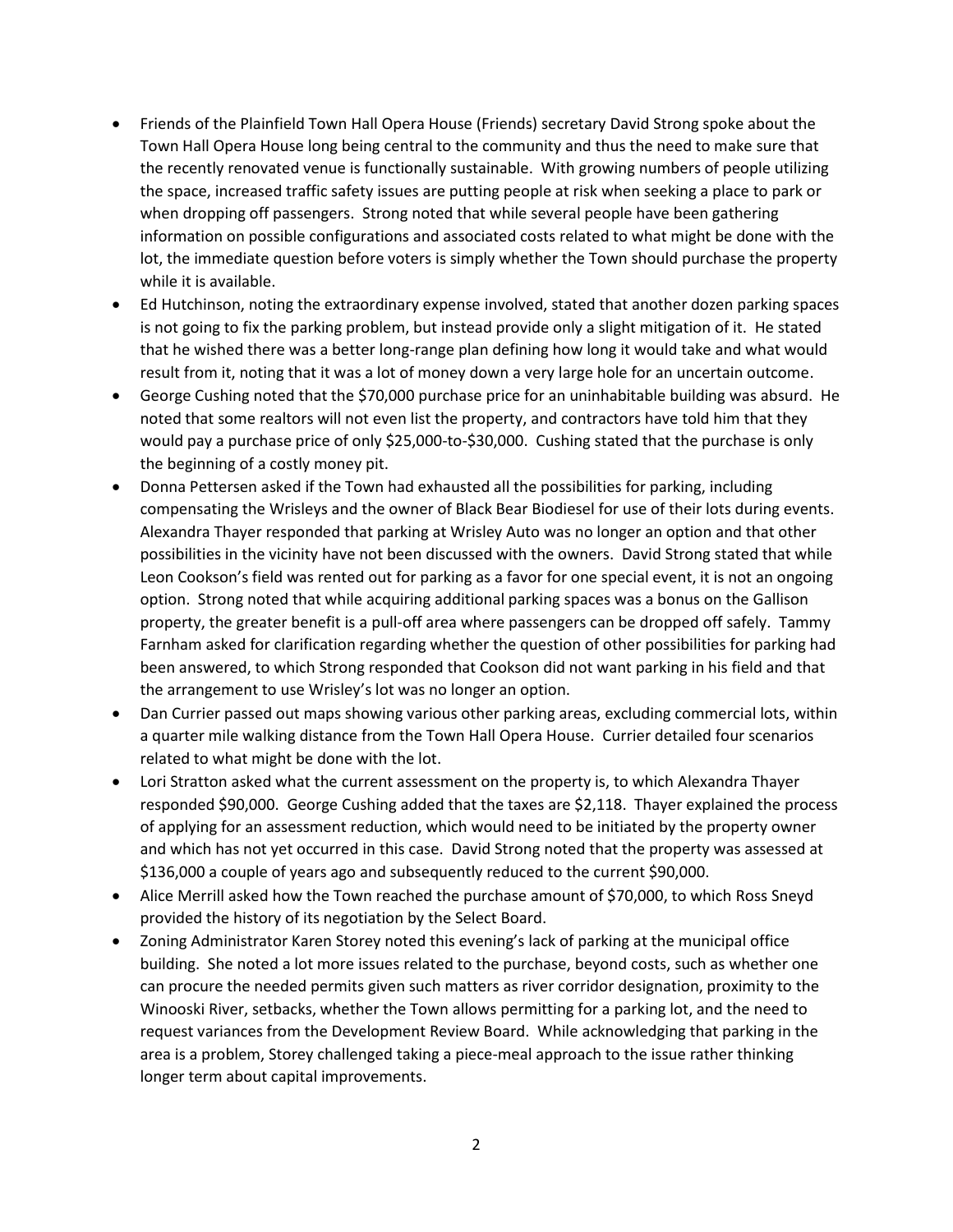- Friends of the Plainfield Town Hall Opera House (Friends) secretary David Strong spoke about the Town Hall Opera House long being central to the community and thus the need to make sure that the recently renovated venue is functionally sustainable. With growing numbers of people utilizing the space, increased traffic safety issues are putting people at risk when seeking a place to park or when dropping off passengers. Strong noted that while several people have been gathering information on possible configurations and associated costs related to what might be done with the lot, the immediate question before voters is simply whether the Town should purchase the property while it is available.
- Ed Hutchinson, noting the extraordinary expense involved, stated that another dozen parking spaces is not going to fix the parking problem, but instead provide only a slight mitigation of it. He stated that he wished there was a better long-range plan defining how long it would take and what would result from it, noting that it was a lot of money down a very large hole for an uncertain outcome.
- George Cushing noted that the $70,000 purchase price for an uninhabitable building was absurd. He noted that some realtors will not even list the property, and contractors have told him that they would pay a purchase price of only $25,000-to-$30,000. Cushing stated that the purchase is only the beginning of a costly money pit.
- Donna Pettersen asked if the Town had exhausted all the possibilities for parking, including compensating the Wrisleys and the owner of Black Bear Biodiesel for use of their lots during events. Alexandra Thayer responded that parking at Wrisley Auto was no longer an option and that other possibilities in the vicinity have not been discussed with the owners. David Strong stated that while Leon Cookson's field was rented out for parking as a favor for one special event, it is not an ongoing option. Strong noted that while acquiring additional parking spaces was a bonus on the Gallison property, the greater benefit is a pull-off area where passengers can be dropped off safely. Tammy Farnham asked for clarification regarding whether the question of other possibilities for parking had been answered, to which Strong responded that Cookson did not want parking in his field and that the arrangement to use Wrisley's lot was no longer an option.
- Dan Currier passed out maps showing various other parking areas, excluding commercial lots, within a quarter mile walking distance from the Town Hall Opera House. Currier detailed four scenarios related to what might be done with the lot.
- Lori Stratton asked what the current assessment on the property is, to which Alexandra Thayer responded $90,000. George Cushing added that the taxes are $2,118. Thayer explained the process of applying for an assessment reduction, which would need to be initiated by the property owner and which has not yet occurred in this case. David Strong noted that the property was assessed at $136,000 a couple of years ago and subsequently reduced to the current $90,000.
- Alice Merrill asked how the Town reached the purchase amount of $70,000, to which Ross Sneyd provided the history of its negotiation by the Select Board.
- Zoning Administrator Karen Storey noted this evening's lack of parking at the municipal office building. She noted a lot more issues related to the purchase, beyond costs, such as whether one can procure the needed permits given such matters as river corridor designation, proximity to the Winooski River, setbacks, whether the Town allows permitting for a parking lot, and the need to request variances from the Development Review Board. While acknowledging that parking in the area is a problem, Storey challenged taking a piece-meal approach to the issue rather thinking longer term about capital improvements.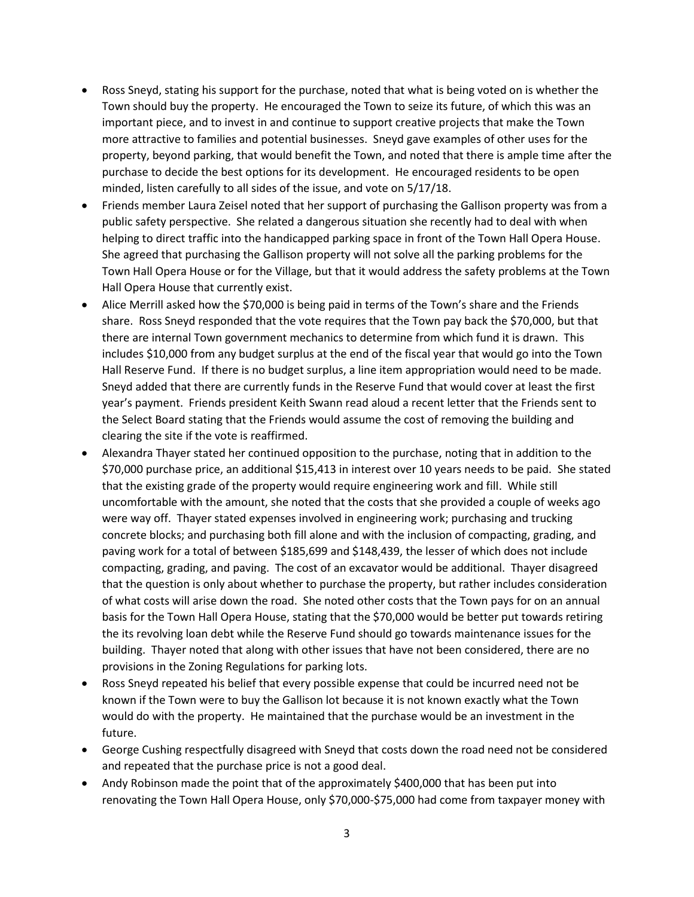- Ross Sneyd, stating his support for the purchase, noted that what is being voted on is whether the Town should buy the property. He encouraged the Town to seize its future, of which this was an important piece, and to invest in and continue to support creative projects that make the Town more attractive to families and potential businesses. Sneyd gave examples of other uses for the property, beyond parking, that would benefit the Town, and noted that there is ample time after the purchase to decide the best options for its development. He encouraged residents to be open minded, listen carefully to all sides of the issue, and vote on 5/17/18.
- Friends member Laura Zeisel noted that her support of purchasing the Gallison property was from a public safety perspective. She related a dangerous situation she recently had to deal with when helping to direct traffic into the handicapped parking space in front of the Town Hall Opera House. She agreed that purchasing the Gallison property will not solve all the parking problems for the Town Hall Opera House or for the Village, but that it would address the safety problems at the Town Hall Opera House that currently exist.
- Alice Merrill asked how the $70,000 is being paid in terms of the Town's share and the Friends share. Ross Sneyd responded that the vote requires that the Town pay back the $70,000, but that there are internal Town government mechanics to determine from which fund it is drawn. This includes $10,000 from any budget surplus at the end of the fiscal year that would go into the Town Hall Reserve Fund. If there is no budget surplus, a line item appropriation would need to be made. Sneyd added that there are currently funds in the Reserve Fund that would cover at least the first year's payment. Friends president Keith Swann read aloud a recent letter that the Friends sent to the Select Board stating that the Friends would assume the cost of removing the building and clearing the site if the vote is reaffirmed.
- Alexandra Thayer stated her continued opposition to the purchase, noting that in addition to the $70,000 purchase price, an additional $15,413 in interest over 10 years needs to be paid. She stated that the existing grade of the property would require engineering work and fill. While still uncomfortable with the amount, she noted that the costs that she provided a couple of weeks ago were way off. Thayer stated expenses involved in engineering work; purchasing and trucking concrete blocks; and purchasing both fill alone and with the inclusion of compacting, grading, and paving work for a total of between $185,699 and $148,439, the lesser of which does not include compacting, grading, and paving. The cost of an excavator would be additional. Thayer disagreed that the question is only about whether to purchase the property, but rather includes consideration of what costs will arise down the road. She noted other costs that the Town pays for on an annual basis for the Town Hall Opera House, stating that the $70,000 would be better put towards retiring the its revolving loan debt while the Reserve Fund should go towards maintenance issues for the building. Thayer noted that along with other issues that have not been considered, there are no provisions in the Zoning Regulations for parking lots.
- Ross Sneyd repeated his belief that every possible expense that could be incurred need not be known if the Town were to buy the Gallison lot because it is not known exactly what the Town would do with the property. He maintained that the purchase would be an investment in the future.
- George Cushing respectfully disagreed with Sneyd that costs down the road need not be considered and repeated that the purchase price is not a good deal.
- Andy Robinson made the point that of the approximately $400,000 that has been put into renovating the Town Hall Opera House, only $70,000-$75,000 had come from taxpayer money with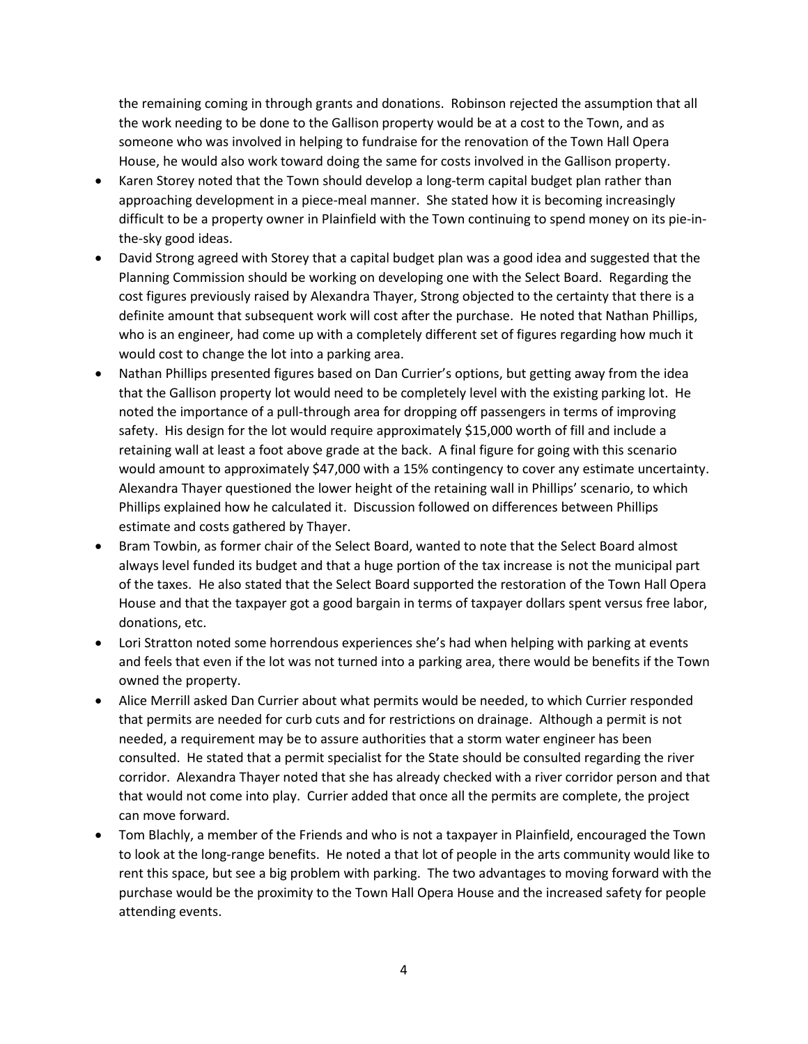the remaining coming in through grants and donations. Robinson rejected the assumption that all the work needing to be done to the Gallison property would be at a cost to the Town, and as someone who was involved in helping to fundraise for the renovation of the Town Hall Opera House, he would also work toward doing the same for costs involved in the Gallison property.

- Karen Storey noted that the Town should develop a long-term capital budget plan rather than approaching development in a piece-meal manner. She stated how it is becoming increasingly difficult to be a property owner in Plainfield with the Town continuing to spend money on its pie-in-the-sky good ideas.
- David Strong agreed with Storey that a capital budget plan was a good idea and suggested that the Planning Commission should be working on developing one with the Select Board. Regarding the cost figures previously raised by Alexandra Thayer, Strong objected to the certainty that there is a definite amount that subsequent work will cost after the purchase. He noted that Nathan Phillips, who is an engineer, had come up with a completely different set of figures regarding how much it would cost to change the lot into a parking area.
- Nathan Phillips presented figures based on Dan Currier's options, but getting away from the idea that the Gallison property lot would need to be completely level with the existing parking lot. He noted the importance of a pull-through area for dropping off passengers in terms of improving safety. His design for the lot would require approximately $15,000 worth of fill and include a retaining wall at least a foot above grade at the back. A final figure for going with this scenario would amount to approximately $47,000 with a 15% contingency to cover any estimate uncertainty. Alexandra Thayer questioned the lower height of the retaining wall in Phillips' scenario, to which Phillips explained how he calculated it. Discussion followed on differences between Phillips estimate and costs gathered by Thayer.
- Bram Towbin, as former chair of the Select Board, wanted to note that the Select Board almost always level funded its budget and that a huge portion of the tax increase is not the municipal part of the taxes. He also stated that the Select Board supported the restoration of the Town Hall Opera House and that the taxpayer got a good bargain in terms of taxpayer dollars spent versus free labor, donations, etc.
- Lori Stratton noted some horrendous experiences she's had when helping with parking at events and feels that even if the lot was not turned into a parking area, there would be benefits if the Town owned the property.
- Alice Merrill asked Dan Currier about what permits would be needed, to which Currier responded that permits are needed for curb cuts and for restrictions on drainage. Although a permit is not needed, a requirement may be to assure authorities that a storm water engineer has been consulted. He stated that a permit specialist for the State should be consulted regarding the river corridor. Alexandra Thayer noted that she has already checked with a river corridor person and that that would not come into play. Currier added that once all the permits are complete, the project can move forward.
- Tom Blachly, a member of the Friends and who is not a taxpayer in Plainfield, encouraged the Town to look at the long-range benefits. He noted a that lot of people in the arts community would like to rent this space, but see a big problem with parking. The two advantages to moving forward with the purchase would be the proximity to the Town Hall Opera House and the increased safety for people attending events.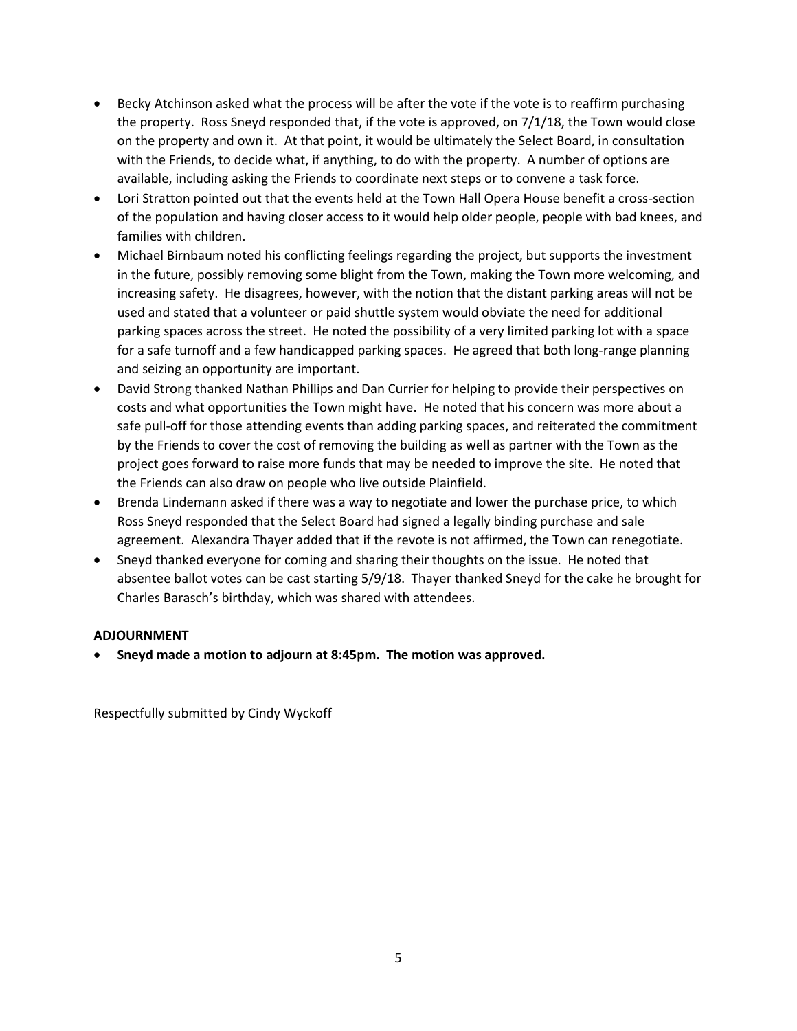- Becky Atchinson asked what the process will be after the vote if the vote is to reaffirm purchasing the property. Ross Sneyd responded that, if the vote is approved, on 7/1/18, the Town would close on the property and own it. At that point, it would be ultimately the Select Board, in consultation with the Friends, to decide what, if anything, to do with the property. A number of options are available, including asking the Friends to coordinate next steps or to convene a task force.
- Lori Stratton pointed out that the events held at the Town Hall Opera House benefit a cross-section of the population and having closer access to it would help older people, people with bad knees, and families with children.
- Michael Birnbaum noted his conflicting feelings regarding the project, but supports the investment in the future, possibly removing some blight from the Town, making the Town more welcoming, and increasing safety. He disagrees, however, with the notion that the distant parking areas will not be used and stated that a volunteer or paid shuttle system would obviate the need for additional parking spaces across the street. He noted the possibility of a very limited parking lot with a space for a safe turnoff and a few handicapped parking spaces. He agreed that both long-range planning and seizing an opportunity are important.
- David Strong thanked Nathan Phillips and Dan Currier for helping to provide their perspectives on costs and what opportunities the Town might have. He noted that his concern was more about a safe pull-off for those attending events than adding parking spaces, and reiterated the commitment by the Friends to cover the cost of removing the building as well as partner with the Town as the project goes forward to raise more funds that may be needed to improve the site. He noted that the Friends can also draw on people who live outside Plainfield.
- Brenda Lindemann asked if there was a way to negotiate and lower the purchase price, to which Ross Sneyd responded that the Select Board had signed a legally binding purchase and sale agreement. Alexandra Thayer added that if the revote is not affirmed, the Town can renegotiate.
- Sneyd thanked everyone for coming and sharing their thoughts on the issue. He noted that absentee ballot votes can be cast starting 5/9/18. Thayer thanked Sneyd for the cake he brought for Charles Barasch's birthday, which was shared with attendees.

**ADJOURNMENT**

- **Sneyd made a motion to adjourn at 8:45pm. The motion was approved.**

Respectfully submitted by Cindy Wyckoff